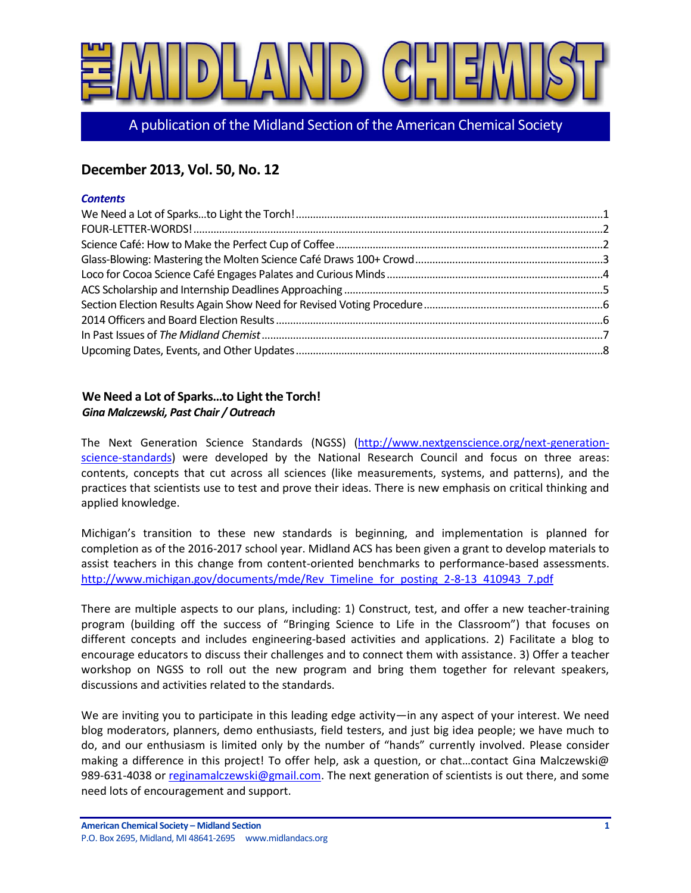# THE MIDLAND CHEMIST

A publication of the Midland Section of the American Chemical Society

## December 2013, Vol. 50, No. 12

***Contents***

We Need a Lot of Sparks...to Light the Torch! .......... 1
FOUR-LETTER-WORDS! .......... 2
Science Café: How to Make the Perfect Cup of Coffee .......... 2
Glass-Blowing: Mastering the Molten Science Café Draws 100+ Crowd .......... 3
Loco for Cocoa Science Café Engages Palates and Curious Minds .......... 4
ACS Scholarship and Internship Deadlines Approaching .......... 5
Section Election Results Again Show Need for Revised Voting Procedure .......... 6
2014 Officers and Board Election Results .......... 6
In Past Issues of *The Midland Chemist* .......... 7
Upcoming Dates, Events, and Other Updates .......... 8

### We Need a Lot of Sparks...to Light the Torch!

***Gina Malczewski, Past Chair / Outreach***

The Next Generation Science Standards (NGSS) (http://www.nextgenscience.org/next-generation-science-standards) were developed by the National Research Council and focus on three areas: contents, concepts that cut across all sciences (like measurements, systems, and patterns), and the practices that scientists use to test and prove their ideas. There is new emphasis on critical thinking and applied knowledge.

Michigan's transition to these new standards is beginning, and implementation is planned for completion as of the 2016-2017 school year. Midland ACS has been given a grant to develop materials to assist teachers in this change from content-oriented benchmarks to performance-based assessments. http://www.michigan.gov/documents/mde/Rev_Timeline_for_posting_2-8-13_410943_7.pdf

There are multiple aspects to our plans, including: 1) Construct, test, and offer a new teacher-training program (building off the success of "Bringing Science to Life in the Classroom") that focuses on different concepts and includes engineering-based activities and applications. 2) Facilitate a blog to encourage educators to discuss their challenges and to connect them with assistance. 3) Offer a teacher workshop on NGSS to roll out the new program and bring them together for relevant speakers, discussions and activities related to the standards.

We are inviting you to participate in this leading edge activity—in any aspect of your interest. We need blog moderators, planners, demo enthusiasts, field testers, and just big idea people; we have much to do, and our enthusiasm is limited only by the number of "hands" currently involved. Please consider making a difference in this project! To offer help, ask a question, or chat...contact Gina Malczewski@ 989-631-4038 or reginamalczewski@gmail.com. The next generation of scientists is out there, and some need lots of encouragement and support.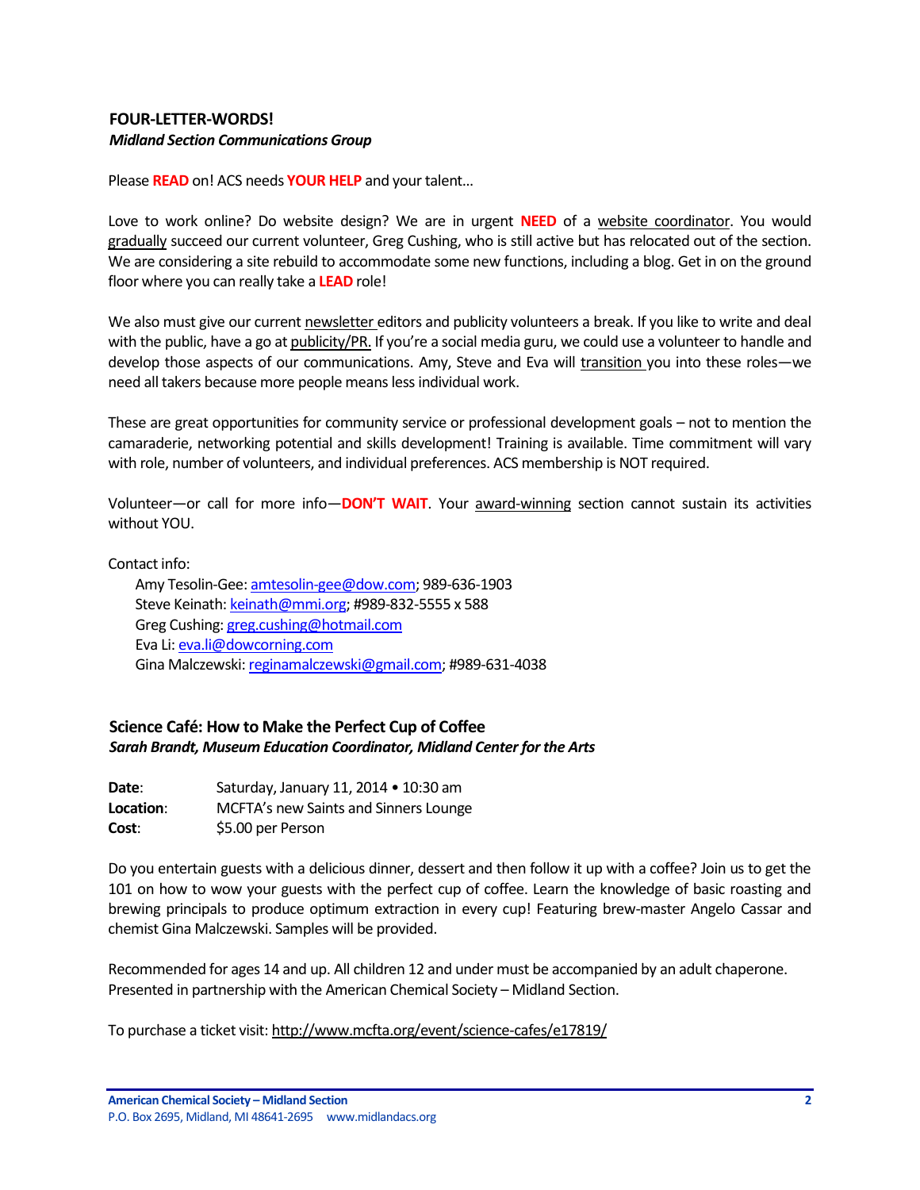### FOUR-LETTER-WORDS!

***Midland Section Communications Group***

Please **READ** on! ACS needs **YOUR HELP** and your talent…

Love to work online? Do website design? We are in urgent **NEED** of a website coordinator. You would gradually succeed our current volunteer, Greg Cushing, who is still active but has relocated out of the section. We are considering a site rebuild to accommodate some new functions, including a blog. Get in on the ground floor where you can really take a **LEAD** role!

We also must give our current newsletter editors and publicity volunteers a break. If you like to write and deal with the public, have a go at publicity/PR. If you're a social media guru, we could use a volunteer to handle and develop those aspects of our communications. Amy, Steve and Eva will transition you into these roles—we need all takers because more people means less individual work.

These are great opportunities for community service or professional development goals – not to mention the camaraderie, networking potential and skills development! Training is available. Time commitment will vary with role, number of volunteers, and individual preferences. ACS membership is NOT required.

Volunteer—or call for more info—**DON'T WAIT**. Your award-winning section cannot sustain its activities without YOU.

Contact info:

- Amy Tesolin-Gee: amtesolin-gee@dow.com; 989-636-1903
- Steve Keinath: keinath@mmi.org; #989-832-5555 x 588
- Greg Cushing: greg.cushing@hotmail.com
- Eva Li: eva.li@dowcorning.com
- Gina Malczewski: reginamalczewski@gmail.com; #989-631-4038

### Science Café: How to Make the Perfect Cup of Coffee

***Sarah Brandt, Museum Education Coordinator, Midland Center for the Arts***

**Date**: Saturday, January 11, 2014 • 10:30 am
**Location**: MCFTA's new Saints and Sinners Lounge
**Cost**: $5.00 per Person

Do you entertain guests with a delicious dinner, dessert and then follow it up with a coffee? Join us to get the 101 on how to wow your guests with the perfect cup of coffee. Learn the knowledge of basic roasting and brewing principals to produce optimum extraction in every cup! Featuring brew-master Angelo Cassar and chemist Gina Malczewski. Samples will be provided.

Recommended for ages 14 and up. All children 12 and under must be accompanied by an adult chaperone. Presented in partnership with the American Chemical Society – Midland Section.

To purchase a ticket visit: http://www.mcfta.org/event/science-cafes/e17819/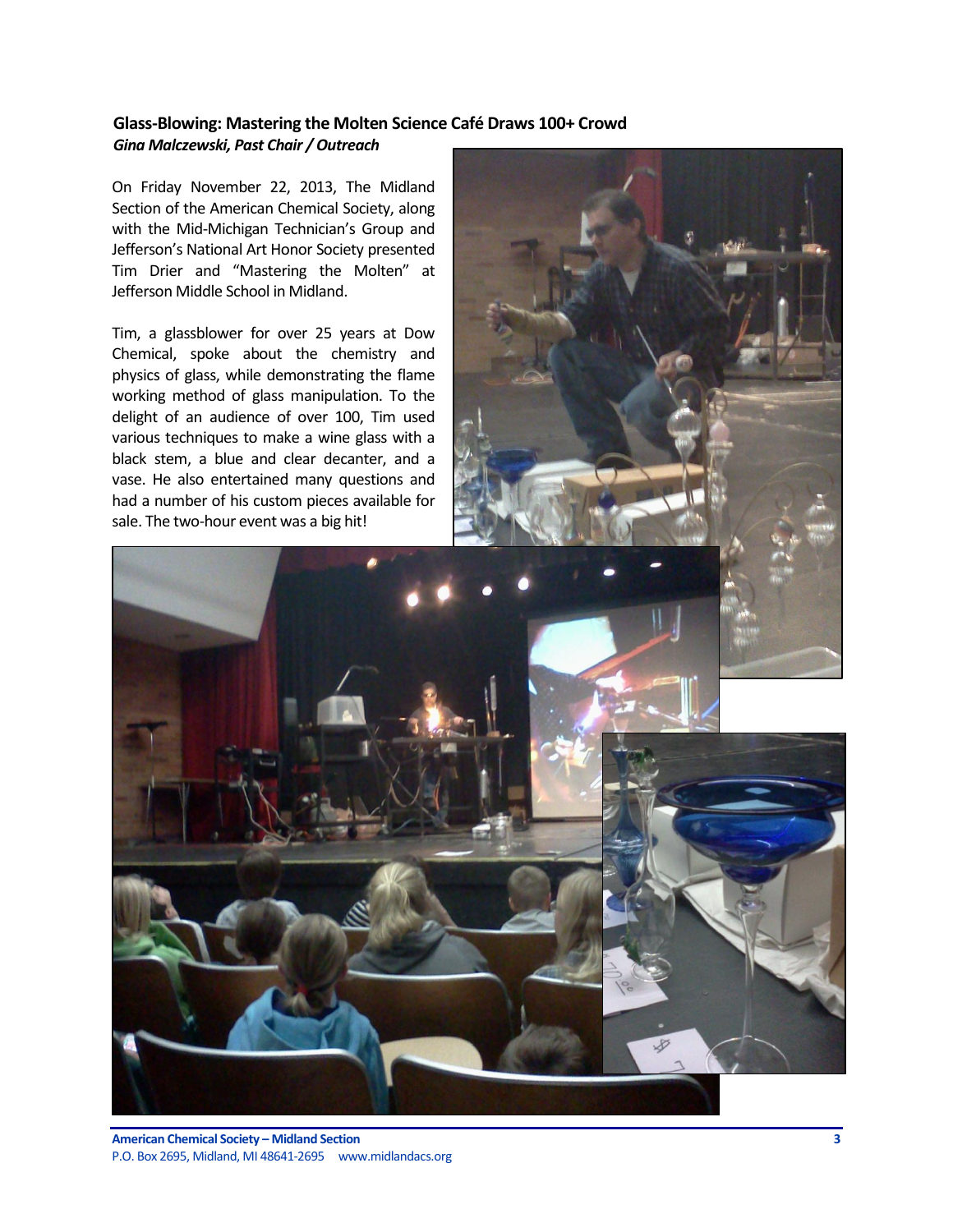## Glass-Blowing: Mastering the Molten Science Café Draws 100+ Crowd

***Gina Malczewski, Past Chair / Outreach***

On Friday November 22, 2013, The Midland Section of the American Chemical Society, along with the Mid-Michigan Technician's Group and Jefferson's National Art Honor Society presented Tim Drier and "Mastering the Molten" at Jefferson Middle School in Midland.

Tim, a glassblower for over 25 years at Dow Chemical, spoke about the chemistry and physics of glass, while demonstrating the flame working method of glass manipulation. To the delight of an audience of over 100, Tim used various techniques to make a wine glass with a black stem, a blue and clear decanter, and a vase. He also entertained many questions and had a number of his custom pieces available for sale. The two-hour event was a big hit!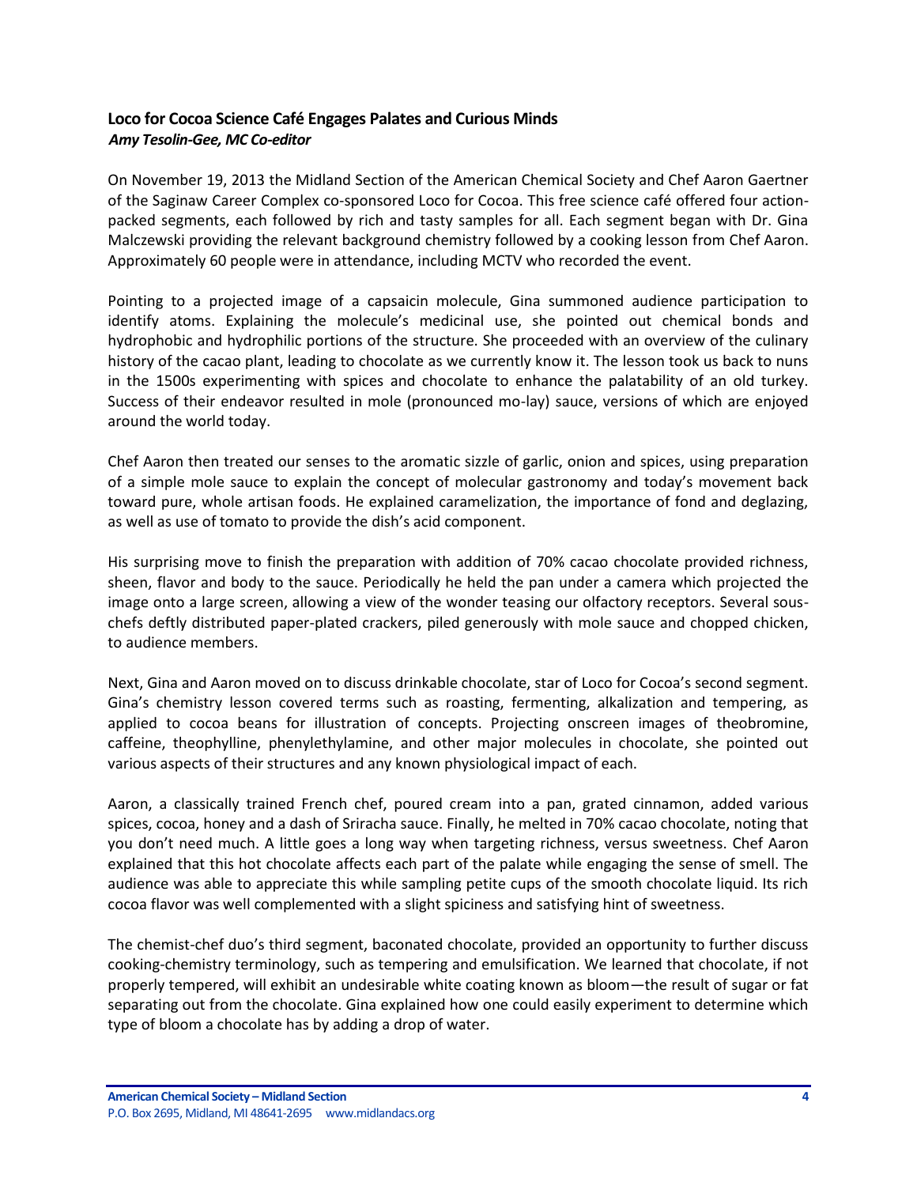### Loco for Cocoa Science Café Engages Palates and Curious Minds

***Amy Tesolin-Gee, MC Co-editor***

On November 19, 2013 the Midland Section of the American Chemical Society and Chef Aaron Gaertner of the Saginaw Career Complex co-sponsored Loco for Cocoa. This free science café offered four action-packed segments, each followed by rich and tasty samples for all. Each segment began with Dr. Gina Malczewski providing the relevant background chemistry followed by a cooking lesson from Chef Aaron. Approximately 60 people were in attendance, including MCTV who recorded the event.

Pointing to a projected image of a capsaicin molecule, Gina summoned audience participation to identify atoms. Explaining the molecule's medicinal use, she pointed out chemical bonds and hydrophobic and hydrophilic portions of the structure. She proceeded with an overview of the culinary history of the cacao plant, leading to chocolate as we currently know it. The lesson took us back to nuns in the 1500s experimenting with spices and chocolate to enhance the palatability of an old turkey. Success of their endeavor resulted in mole (pronounced mo-lay) sauce, versions of which are enjoyed around the world today.

Chef Aaron then treated our senses to the aromatic sizzle of garlic, onion and spices, using preparation of a simple mole sauce to explain the concept of molecular gastronomy and today's movement back toward pure, whole artisan foods. He explained caramelization, the importance of fond and deglazing, as well as use of tomato to provide the dish's acid component.

His surprising move to finish the preparation with addition of 70% cacao chocolate provided richness, sheen, flavor and body to the sauce. Periodically he held the pan under a camera which projected the image onto a large screen, allowing a view of the wonder teasing our olfactory receptors. Several sous-chefs deftly distributed paper-plated crackers, piled generously with mole sauce and chopped chicken, to audience members.

Next, Gina and Aaron moved on to discuss drinkable chocolate, star of Loco for Cocoa's second segment. Gina's chemistry lesson covered terms such as roasting, fermenting, alkalization and tempering, as applied to cocoa beans for illustration of concepts. Projecting onscreen images of theobromine, caffeine, theophylline, phenylethylamine, and other major molecules in chocolate, she pointed out various aspects of their structures and any known physiological impact of each.

Aaron, a classically trained French chef, poured cream into a pan, grated cinnamon, added various spices, cocoa, honey and a dash of Sriracha sauce. Finally, he melted in 70% cacao chocolate, noting that you don't need much. A little goes a long way when targeting richness, versus sweetness. Chef Aaron explained that this hot chocolate affects each part of the palate while engaging the sense of smell. The audience was able to appreciate this while sampling petite cups of the smooth chocolate liquid. Its rich cocoa flavor was well complemented with a slight spiciness and satisfying hint of sweetness.

The chemist-chef duo's third segment, baconated chocolate, provided an opportunity to further discuss cooking-chemistry terminology, such as tempering and emulsification. We learned that chocolate, if not properly tempered, will exhibit an undesirable white coating known as bloom—the result of sugar or fat separating out from the chocolate. Gina explained how one could easily experiment to determine which type of bloom a chocolate has by adding a drop of water.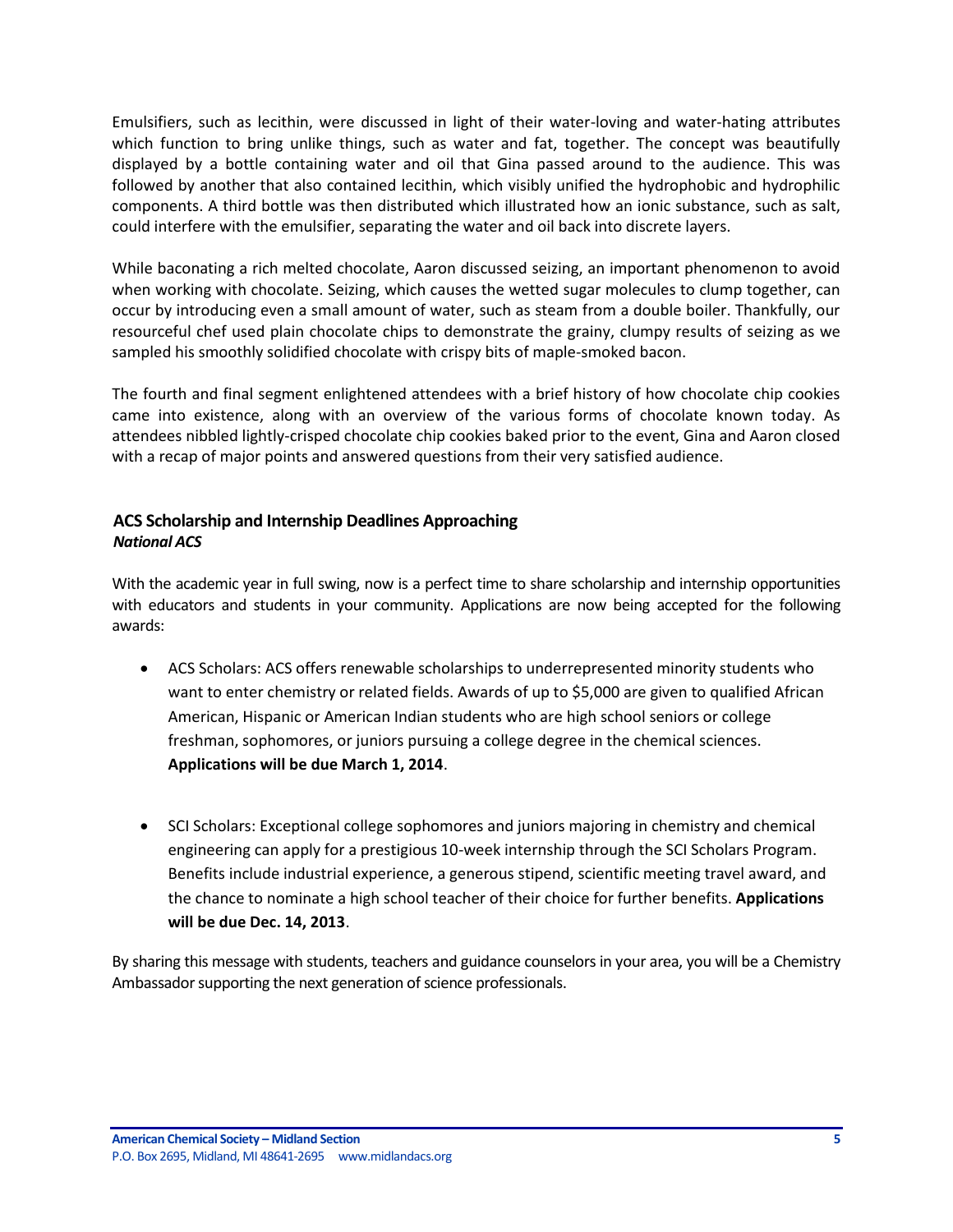Emulsifiers, such as lecithin, were discussed in light of their water-loving and water-hating attributes which function to bring unlike things, such as water and fat, together. The concept was beautifully displayed by a bottle containing water and oil that Gina passed around to the audience. This was followed by another that also contained lecithin, which visibly unified the hydrophobic and hydrophilic components. A third bottle was then distributed which illustrated how an ionic substance, such as salt, could interfere with the emulsifier, separating the water and oil back into discrete layers.

While baconating a rich melted chocolate, Aaron discussed seizing, an important phenomenon to avoid when working with chocolate. Seizing, which causes the wetted sugar molecules to clump together, can occur by introducing even a small amount of water, such as steam from a double boiler. Thankfully, our resourceful chef used plain chocolate chips to demonstrate the grainy, clumpy results of seizing as we sampled his smoothly solidified chocolate with crispy bits of maple-smoked bacon.

The fourth and final segment enlightened attendees with a brief history of how chocolate chip cookies came into existence, along with an overview of the various forms of chocolate known today. As attendees nibbled lightly-crisped chocolate chip cookies baked prior to the event, Gina and Aaron closed with a recap of major points and answered questions from their very satisfied audience.

## ACS Scholarship and Internship Deadlines Approaching

***National ACS***

With the academic year in full swing, now is a perfect time to share scholarship and internship opportunities with educators and students in your community. Applications are now being accepted for the following awards:

- ACS Scholars: ACS offers renewable scholarships to underrepresented minority students who want to enter chemistry or related fields. Awards of up to $5,000 are given to qualified African American, Hispanic or American Indian students who are high school seniors or college freshman, sophomores, or juniors pursuing a college degree in the chemical sciences. **Applications will be due March 1, 2014**.

- SCI Scholars: Exceptional college sophomores and juniors majoring in chemistry and chemical engineering can apply for a prestigious 10-week internship through the SCI Scholars Program. Benefits include industrial experience, a generous stipend, scientific meeting travel award, and the chance to nominate a high school teacher of their choice for further benefits. **Applications will be due Dec. 14, 2013**.

By sharing this message with students, teachers and guidance counselors in your area, you will be a Chemistry Ambassador supporting the next generation of science professionals.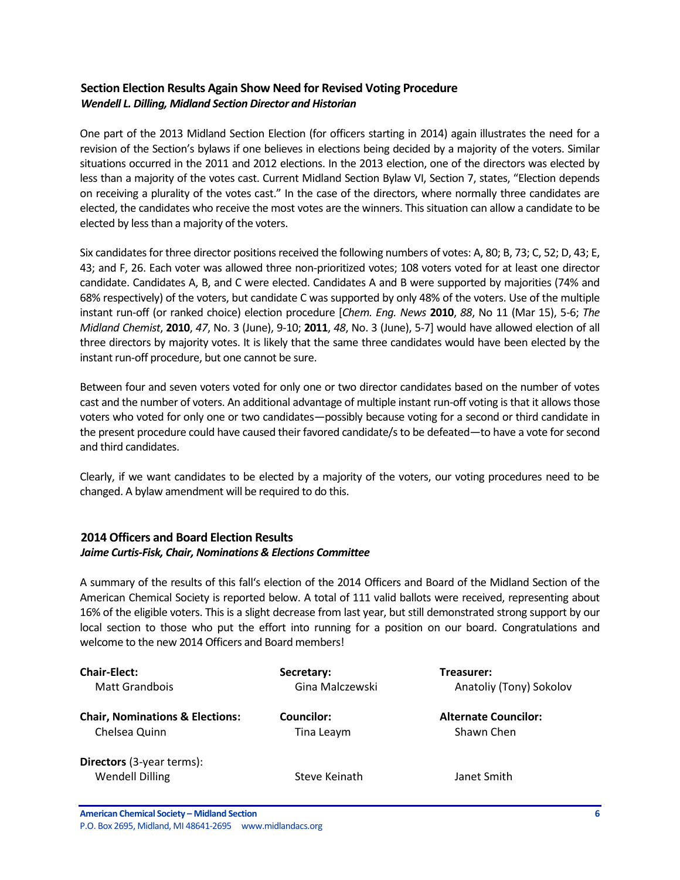### Section Election Results Again Show Need for Revised Voting Procedure

***Wendell L. Dilling, Midland Section Director and Historian***

One part of the 2013 Midland Section Election (for officers starting in 2014) again illustrates the need for a revision of the Section's bylaws if one believes in elections being decided by a majority of the voters. Similar situations occurred in the 2011 and 2012 elections. In the 2013 election, one of the directors was elected by less than a majority of the votes cast. Current Midland Section Bylaw VI, Section 7, states, "Election depends on receiving a plurality of the votes cast." In the case of the directors, where normally three candidates are elected, the candidates who receive the most votes are the winners. This situation can allow a candidate to be elected by less than a majority of the voters.

Six candidates for three director positions received the following numbers of votes: A, 80; B, 73; C, 52; D, 43; E, 43; and F, 26. Each voter was allowed three non-prioritized votes; 108 voters voted for at least one director candidate. Candidates A, B, and C were elected. Candidates A and B were supported by majorities (74% and 68% respectively) of the voters, but candidate C was supported by only 48% of the voters. Use of the multiple instant run-off (or ranked choice) election procedure [*Chem. Eng. News* **2010**, *88*, No 11 (Mar 15), 5-6; *The Midland Chemist*, **2010**, *47*, No. 3 (June), 9-10; **2011**, *48*, No. 3 (June), 5-7] would have allowed election of all three directors by majority votes. It is likely that the same three candidates would have been elected by the instant run-off procedure, but one cannot be sure.

Between four and seven voters voted for only one or two director candidates based on the number of votes cast and the number of voters. An additional advantage of multiple instant run-off voting is that it allows those voters who voted for only one or two candidates—possibly because voting for a second or third candidate in the present procedure could have caused their favored candidate/s to be defeated—to have a vote for second and third candidates.

Clearly, if we want candidates to be elected by a majority of the voters, our voting procedures need to be changed. A bylaw amendment will be required to do this.

### 2014 Officers and Board Election Results

***Jaime Curtis-Fisk, Chair, Nominations & Elections Committee***

A summary of the results of this fall's election of the 2014 Officers and Board of the Midland Section of the American Chemical Society is reported below. A total of 111 valid ballots were received, representing about 16% of the eligible voters. This is a slight decrease from last year, but still demonstrated strong support by our local section to those who put the effort into running for a position on our board. Congratulations and welcome to the new 2014 Officers and Board members!

**Chair-Elect:**
Matt Grandbois

**Secretary:**
Gina Malczewski

**Treasurer:**
Anatoliy (Tony) Sokolov

**Chair, Nominations & Elections:**
Chelsea Quinn

**Councilor:**
Tina Leaym

**Alternate Councilor:**
Shawn Chen

**Directors** (3-year terms):
Wendell Dilling
Steve Keinath
Janet Smith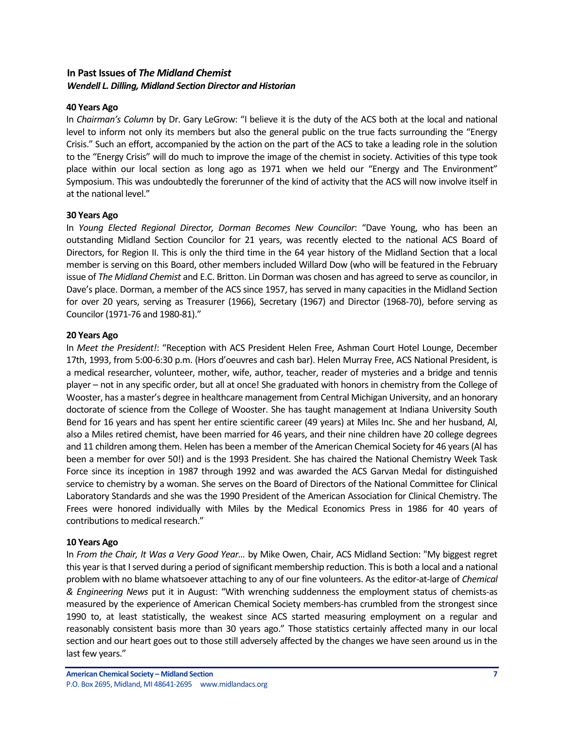## In Past Issues of *The Midland Chemist*

***Wendell L. Dilling, Midland Section Director and Historian***

### 40 Years Ago

In *Chairman's Column* by Dr. Gary LeGrow: "I believe it is the duty of the ACS both at the local and national level to inform not only its members but also the general public on the true facts surrounding the "Energy Crisis." Such an effort, accompanied by the action on the part of the ACS to take a leading role in the solution to the "Energy Crisis" will do much to improve the image of the chemist in society. Activities of this type took place within our local section as long ago as 1971 when we held our "Energy and The Environment" Symposium. This was undoubtedly the forerunner of the kind of activity that the ACS will now involve itself in at the national level."

### 30 Years Ago

In *Young Elected Regional Director, Dorman Becomes New Councilor*: "Dave Young, who has been an outstanding Midland Section Councilor for 21 years, was recently elected to the national ACS Board of Directors, for Region II. This is only the third time in the 64 year history of the Midland Section that a local member is serving on this Board, other members included Willard Dow (who will be featured in the February issue of *The Midland Chemist* and E.C. Britton. Lin Dorman was chosen and has agreed to serve as councilor, in Dave's place. Dorman, a member of the ACS since 1957, has served in many capacities in the Midland Section for over 20 years, serving as Treasurer (1966), Secretary (1967) and Director (1968-70), before serving as Councilor (1971-76 and 1980-81)."

### 20 Years Ago

In *Meet the President!*: "Reception with ACS President Helen Free, Ashman Court Hotel Lounge, December 17th, 1993, from 5:00-6:30 p.m. (Hors d'oeuvres and cash bar). Helen Murray Free, ACS National President, is a medical researcher, volunteer, mother, wife, author, teacher, reader of mysteries and a bridge and tennis player – not in any specific order, but all at once! She graduated with honors in chemistry from the College of Wooster, has a master's degree in healthcare management from Central Michigan University, and an honorary doctorate of science from the College of Wooster. She has taught management at Indiana University South Bend for 16 years and has spent her entire scientific career (49 years) at Miles Inc. She and her husband, Al, also a Miles retired chemist, have been married for 46 years, and their nine children have 20 college degrees and 11 children among them. Helen has been a member of the American Chemical Society for 46 years (Al has been a member for over 50!) and is the 1993 President. She has chaired the National Chemistry Week Task Force since its inception in 1987 through 1992 and was awarded the ACS Garvan Medal for distinguished service to chemistry by a woman. She serves on the Board of Directors of the National Committee for Clinical Laboratory Standards and she was the 1990 President of the American Association for Clinical Chemistry. The Frees were honored individually with Miles by the Medical Economics Press in 1986 for 40 years of contributions to medical research."

### 10 Years Ago

In *From the Chair, It Was a Very Good Year…* by Mike Owen, Chair, ACS Midland Section: "My biggest regret this year is that I served during a period of significant membership reduction. This is both a local and a national problem with no blame whatsoever attaching to any of our fine volunteers. As the editor-at-large of *Chemical & Engineering News* put it in August: "With wrenching suddenness the employment status of chemists-as measured by the experience of American Chemical Society members-has crumbled from the strongest since 1990 to, at least statistically, the weakest since ACS started measuring employment on a regular and reasonably consistent basis more than 30 years ago." Those statistics certainly affected many in our local section and our heart goes out to those still adversely affected by the changes we have seen around us in the last few years."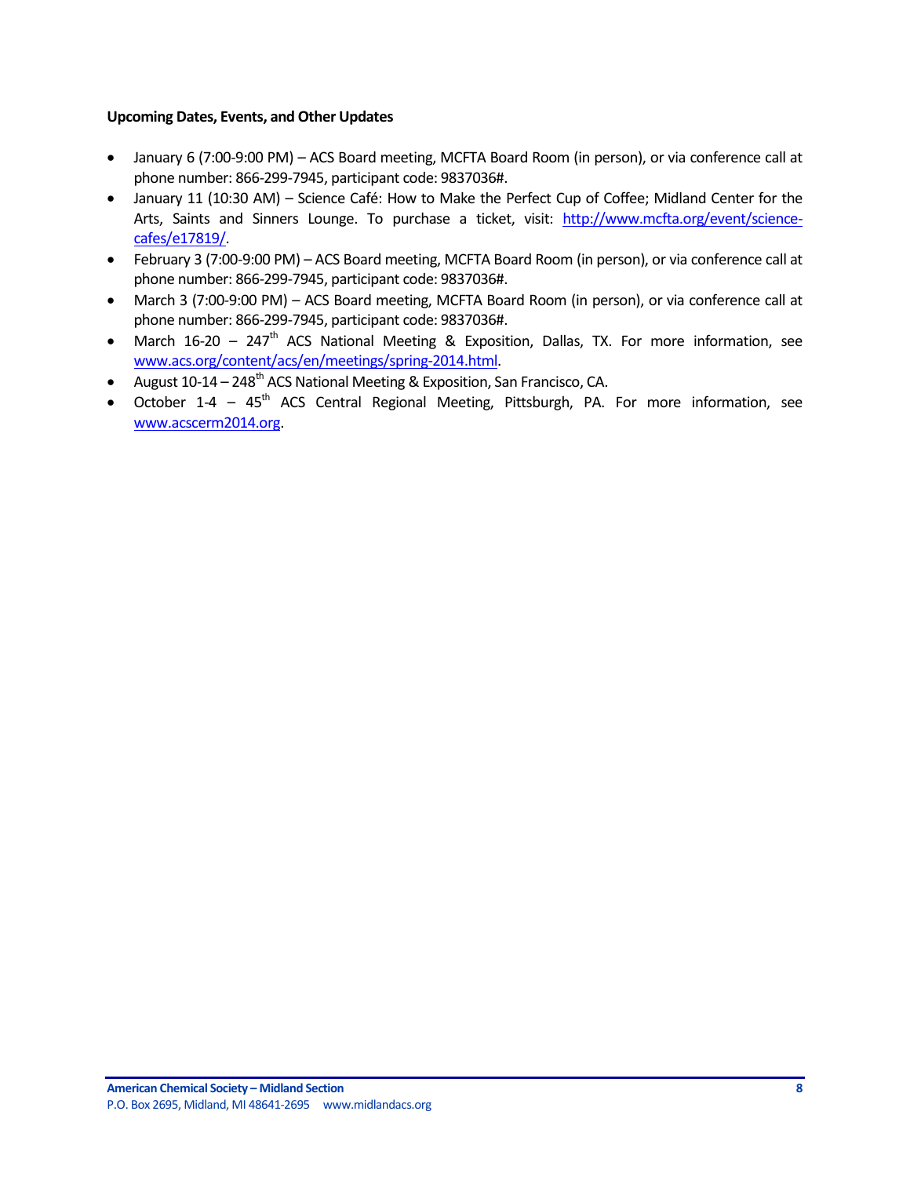**Upcoming Dates, Events, and Other Updates**

- January 6 (7:00-9:00 PM) – ACS Board meeting, MCFTA Board Room (in person), or via conference call at phone number: 866-299-7945, participant code: 9837036#.
- January 11 (10:30 AM) – Science Café: How to Make the Perfect Cup of Coffee; Midland Center for the Arts, Saints and Sinners Lounge. To purchase a ticket, visit: http://www.mcfta.org/event/science-cafes/e17819/.
- February 3 (7:00-9:00 PM) – ACS Board meeting, MCFTA Board Room (in person), or via conference call at phone number: 866-299-7945, participant code: 9837036#.
- March 3 (7:00-9:00 PM) – ACS Board meeting, MCFTA Board Room (in person), or via conference call at phone number: 866-299-7945, participant code: 9837036#.
- March 16-20 – 247th ACS National Meeting & Exposition, Dallas, TX. For more information, see www.acs.org/content/acs/en/meetings/spring-2014.html.
- August 10-14 – 248th ACS National Meeting & Exposition, San Francisco, CA.
- October 1-4 – 45th ACS Central Regional Meeting, Pittsburgh, PA. For more information, see www.acscerm2014.org.